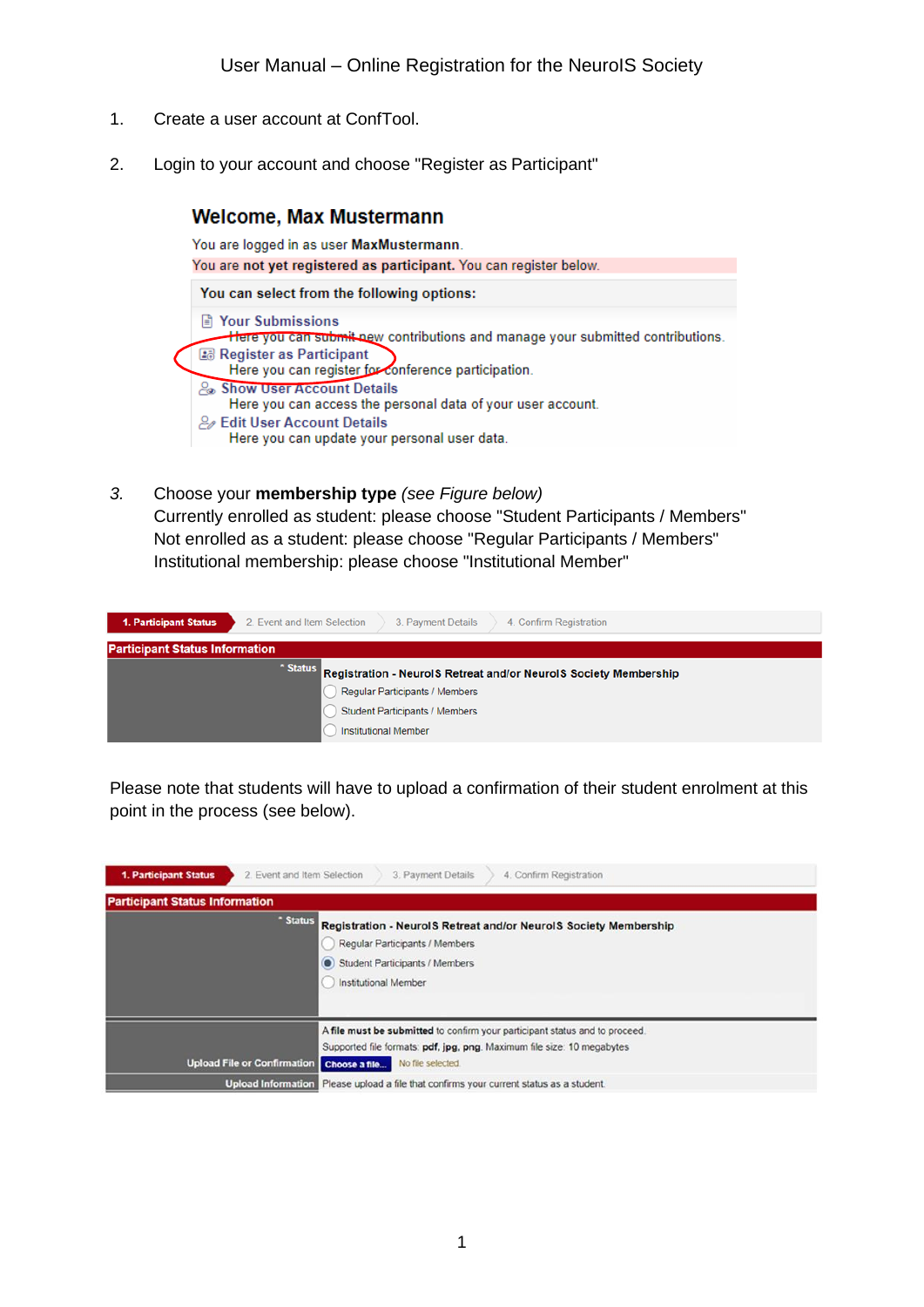# User Manual – Online Registration for the NeuroIS Society

1. Create a user account at ConfTool.

2. Login to your account and choose "Register as Participant"

**Welcome, Max Mustermann**

You are logged in as user **MaxMustermann**.
You are **not yet registered as participant.** You can register below.

**You can select from the following options:**

- **Your Submissions**
  Here you can submit new contributions and manage your submitted contributions.
- **Register as Participant**
  Here you can register for conference participation.
- **Show User Account Details**
  Here you can access the personal data of your user account.
- **Edit User Account Details**
  Here you can update your personal user data.

3. Choose your **membership type** *(see Figure below)*
   Currently enrolled as student: please choose "Student Participants / Members"
   Not enrolled as a student: please choose "Regular Participants / Members"
   Institutional membership: please choose "Institutional Member"

**1. Participant Status** | 2. Event and Item Selection | 3. Payment Details | 4. Confirm Registration

**Participant Status Information**

| * Status | **Registration - NeuroIS Retreat and/or NeuroIS Society Membership** |
|---|---|
| | ○ Regular Participants / Members |
| | ○ Student Participants / Members |
| | ○ Institutional Member |

Please note that students will have to upload a confirmation of their student enrolment at this point in the process (see below).

**1. Participant Status** | 2. Event and Item Selection | 3. Payment Details | 4. Confirm Registration

**Participant Status Information**

| * Status | **Registration - NeuroIS Retreat and/or NeuroIS Society Membership** |
|---|---|
| | ○ Regular Participants / Members |
| | ● Student Participants / Members |
| | ○ Institutional Member |
| Upload File or Confirmation | A **file must be submitted** to confirm your participant status and to proceed. Supported file formats: **pdf, jpg, png**. Maximum file size: 10 megabytes. Choose a file... No file selected |
| Upload Information | Please upload a file that confirms your current status as a student. |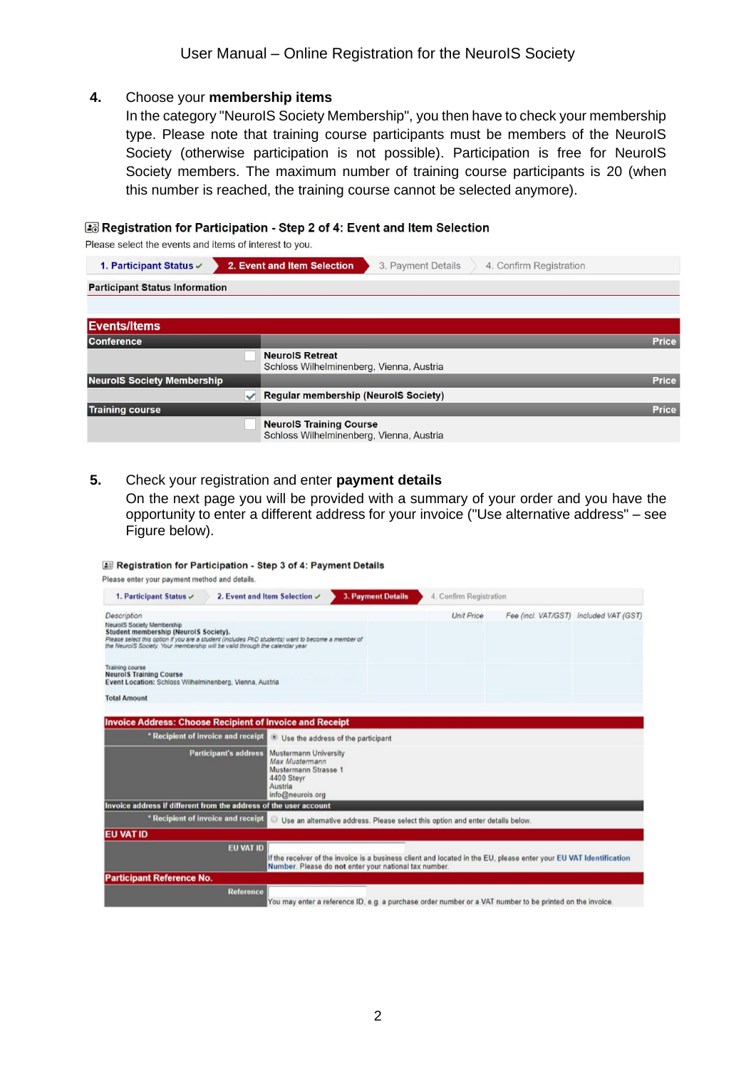4. Choose your **membership items**
   In the category "NeuroIS Society Membership", you then have to check your membership type. Please note that training course participants must be members of the NeuroIS Society (otherwise participation is not possible). Participation is free for NeuroIS Society members. The maximum number of training course participants is 20 (when this number is reached, the training course cannot be selected anymore).

**Registration for Participation - Step 2 of 4: Event and Item Selection**

Please select the events and items of interest to you.

1. Participant Status ✓ | **2. Event and Item Selection** | 3. Payment Details | 4. Confirm Registration

**Participant Status Information**

**Events/Items**

| Conference | | Price |
|---|---|---|
| ☐ | **NeuroIS Retreat**<br>Schloss Wilhelminenberg, Vienna, Austria | |
| **NeuroIS Society Membership** | | **Price** |
| ☑ | **Regular membership (NeuroIS Society)** | |
| **Training course** | | **Price** |
| ☐ | **NeuroIS Training Course**<br>Schloss Wilhelminenberg, Vienna, Austria | |

5. Check your registration and enter **payment details**
   On the next page you will be provided with a summary of your order and you have the opportunity to enter a different address for your invoice ("Use alternative address" – see Figure below).

**Registration for Participation - Step 3 of 4: Payment Details**

Please enter your payment method and details.

1. Participant Status ✓ | 2. Event and Item Selection ✓ | **3. Payment Details** | 4. Confirm Registration

| Description | Unit Price | Fee (incl. VAT/GST) | Included VAT (GST) |
|---|---|---|---|
| NeuroIS Society Membership<br>**Student membership (NeuroIS Society).**<br>*Please select this option if you are a student (includes PhD students) want to become a member of the NeuroIS Society. Your membership will be valid through the calendar year* | | | |
| Training course<br>**NeuroIS Training Course**<br>**Event Location:** Schloss Wilhelminenberg, Vienna, Austria | | | |
| **Total Amount** | | | |

**Invoice Address: Choose Recipient of Invoice and Receipt**

| | |
|---|---|
| * Recipient of invoice and receipt | ◉ Use the address of the participant |
| Participant's address | Mustermann University<br>*Max Mustermann*<br>Mustermann Strasse 1<br>4400 Steyr<br>Austria<br>info@neurois.org |
| **Invoice address if different from the address of the user account** | |
| * Recipient of invoice and receipt | ○ Use an alternative address. Please select this option and enter details below. |

**EU VAT ID**

| | |
|---|---|
| EU VAT ID | If the receiver of the invoice is a business client and located in the EU, please enter your EU VAT Identification Number. Please do not enter your national tax number. |

**Participant Reference No.**

| | |
|---|---|
| Reference | You may enter a reference ID, e.g. a purchase order number or a VAT number to be printed on the invoice. |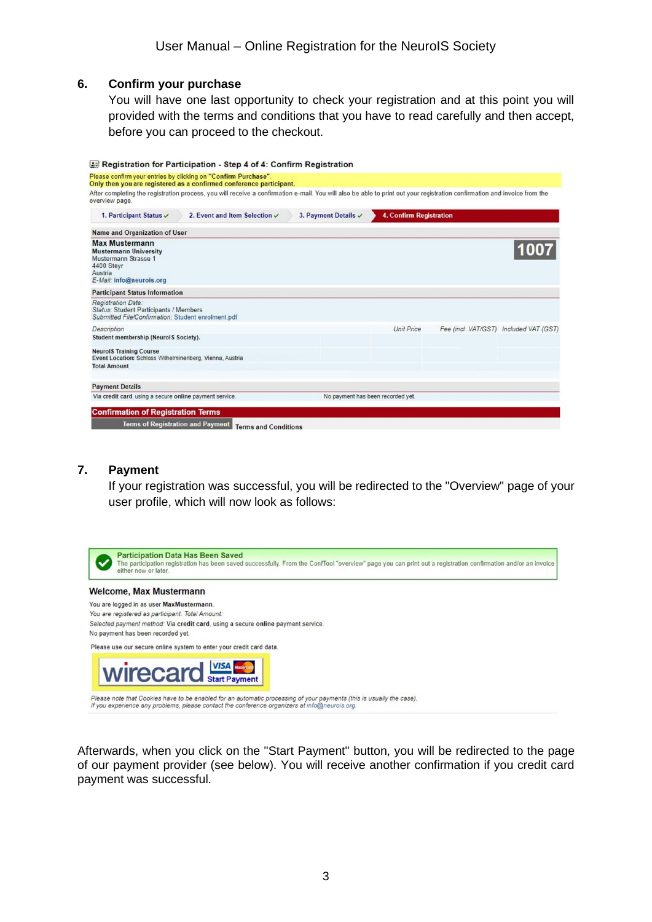6. **Confirm your purchase**

   You will have one last opportunity to check your registration and at this point you will provided with the terms and conditions that you have to read carefully and then accept, before you can proceed to the checkout.

**Registration for Participation - Step 4 of 4: Confirm Registration**

Please confirm your entries by clicking on "Confirm Purchase".
Only then you are registered as a confirmed conference participant.

After completing the registration process, you will receive a confirmation e-mail. You will also be able to print out your registration confirmation and invoice from the overview page.

1. Participant Status ✓ 2. Event and Item Selection ✓ 3. Payment Details ✓ 4. Confirm Registration

**Name and Organization of User**

**Max Mustermann**
Mustermann University
Mustermann Strasse 1
4400 Steyr
Austria
*E-Mail:* info@neurois.org

**1007**

**Participant Status Information**

*Registration Date:*
*Status:* Student Participants / Members
*Submitted File/Confirmation:* Student enrolment.pdf

| *Description* | *Unit Price* | *Fee (incl. VAT/GST)* | *Included VAT (GST)* |
|---|---|---|---|
| Student membership (NeuroIS Society). | | | |
| NeuroIS Training Course<br>Event Location: Schloss Wilhelminenberg, Vienna, Austria | | | |
| Total Amount | | | |

**Payment Details**

Via credit card, using a secure online payment service. No payment has been recorded yet.

**Confirmation of Registration Terms**

Terms of Registration and Payment | Terms and Conditions

7. **Payment**

   If your registration was successful, you will be redirected to the "Overview" page of your user profile, which will now look as follows:

**Participation Data Has Been Saved**
The participation registration has been saved successfully. From the ConfTool "overview" page you can print out a registration confirmation and/or an invoice either now or later.

**Welcome, Max Mustermann**

You are logged in as user **MaxMustermann**.
*You are registered as participant. Total Amount:*
*Selected payment method:* Via **credit card**, using a secure **online** payment service.
No payment has been recorded yet.

Please use our secure online system to enter your credit card data.

wirecard VISA MasterCard Start Payment

*Please note that Cookies have to be enabled for an automatic processing of your payments (this is usually the case).*
*If you experience any problems, please contact the conference organizers at info@neurois.org.*

Afterwards, when you click on the "Start Payment" button, you will be redirected to the page of our payment provider (see below). You will receive another confirmation if you credit card payment was successful.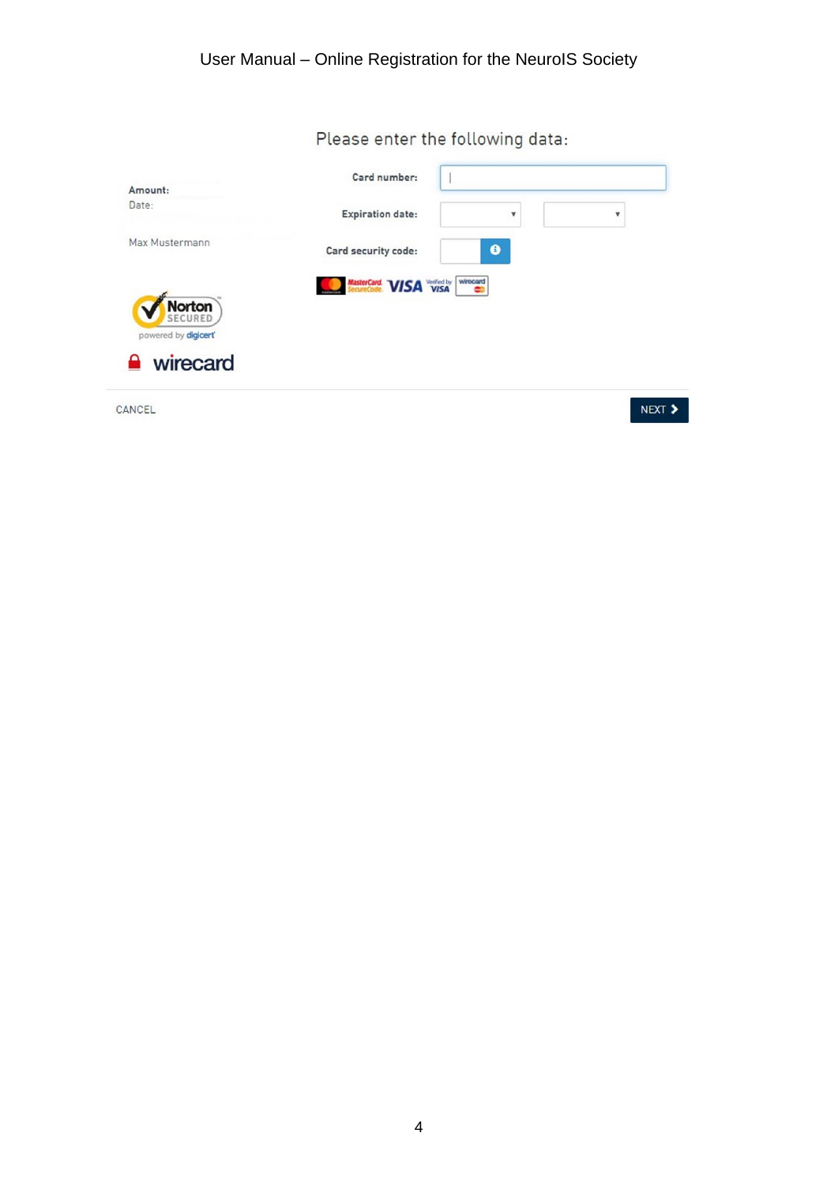Please enter the following data:

Amount:

Date:

Max Mustermann

Card number:

Expiration date:

Card security code:

Norton SECURED

powered by digicert

wirecard

CANCEL

NEXT